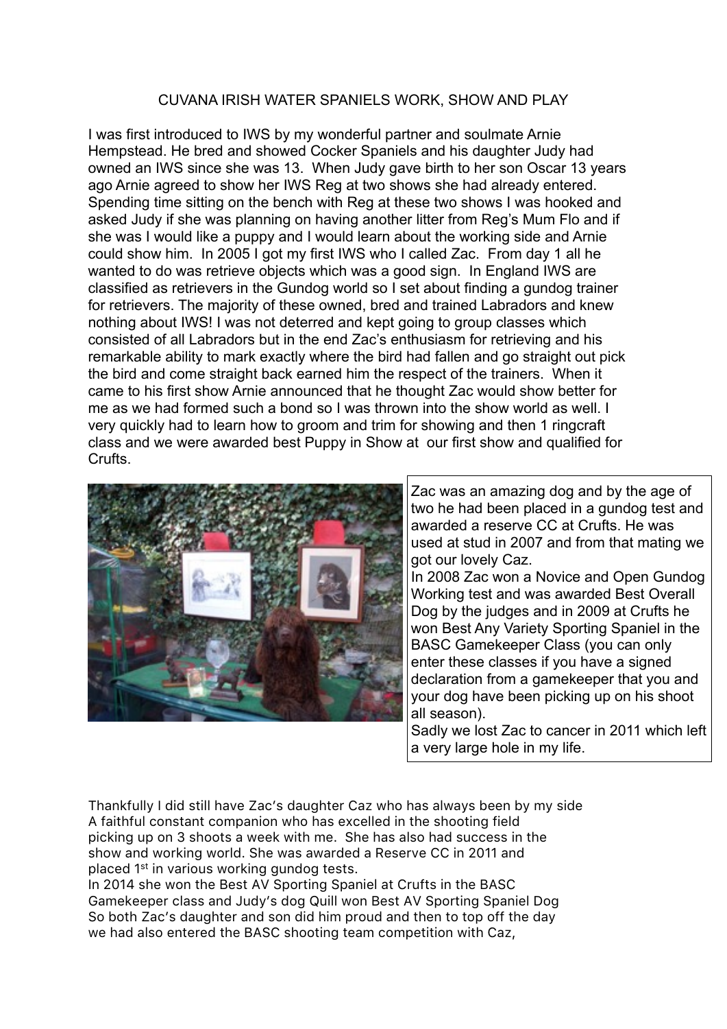# CUVANA IRISH WATER SPANIELS WORK, SHOW AND PLAY

I was first introduced to IWS by my wonderful partner and soulmate Arnie Hempstead. He bred and showed Cocker Spaniels and his daughter Judy had owned an IWS since she was 13. When Judy gave birth to her son Oscar 13 years ago Arnie agreed to show her IWS Reg at two shows she had already entered. Spending time sitting on the bench with Reg at these two shows I was hooked and asked Judy if she was planning on having another litter from Reg's Mum Flo and if she was I would like a puppy and I would learn about the working side and Arnie could show him. In 2005 I got my first IWS who I called Zac. From day 1 all he wanted to do was retrieve objects which was a good sign. In England IWS are classified as retrievers in the Gundog world so I set about finding a gundog trainer for retrievers. The majority of these owned, bred and trained Labradors and knew nothing about IWS! I was not deterred and kept going to group classes which consisted of all Labradors but in the end Zac's enthusiasm for retrieving and his remarkable ability to mark exactly where the bird had fallen and go straight out pick the bird and come straight back earned him the respect of the trainers. When it came to his first show Arnie announced that he thought Zac would show better for me as we had formed such a bond so I was thrown into the show world as well. I very quickly had to learn how to groom and trim for showing and then 1 ringcraft class and we were awarded best Puppy in Show at our first show and qualified for Crufts.

Zac was an amazing dog and by the age of two he had been placed in a gundog test and awarded a reserve CC at Crufts. He was used at stud in 2007 and from that mating we got our lovely Caz.
In 2008 Zac won a Novice and Open Gundog Working test and was awarded Best Overall Dog by the judges and in 2009 at Crufts he won Best Any Variety Sporting Spaniel in the BASC Gamekeeper Class (you can only enter these classes if you have a signed declaration from a gamekeeper that you and your dog have been picking up on his shoot all season).
Sadly we lost Zac to cancer in 2011 which left a very large hole in my life.

Thankfully I did still have Zac's daughter Caz who has always been by my side A faithful constant companion who has excelled in the shooting field picking up on 3 shoots a week with me. She has also had success in the show and working world. She was awarded a Reserve CC in 2011 and placed 1st in various working gundog tests.
In 2014 she won the Best AV Sporting Spaniel at Crufts in the BASC Gamekeeper class and Judy's dog Quill won Best AV Sporting Spaniel Dog So both Zac's daughter and son did him proud and then to top off the day we had also entered the BASC shooting team competition with Caz,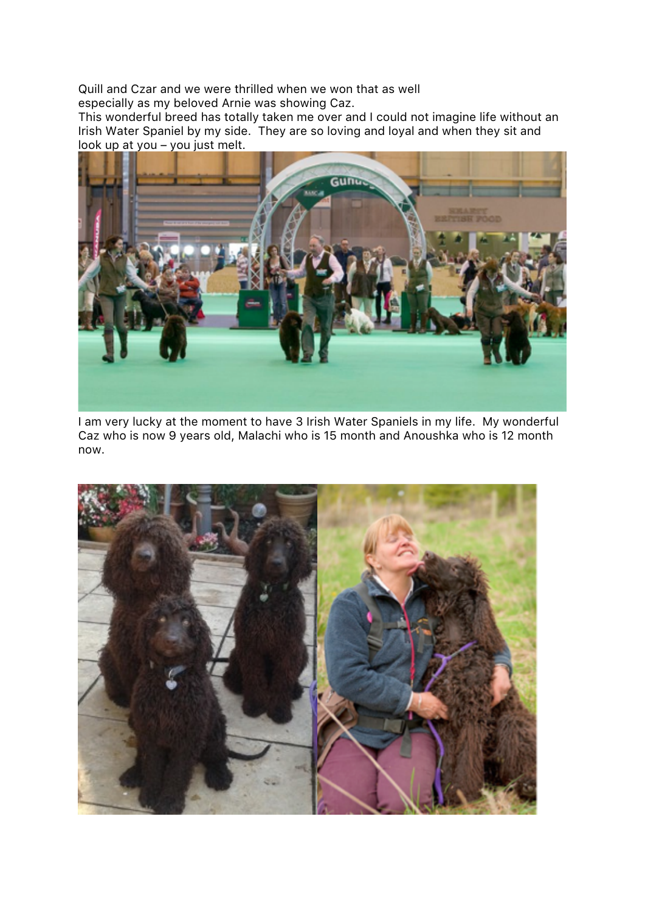Quill and Czar and we were thrilled when we won that as well especially as my beloved Arnie was showing Caz.

This wonderful breed has totally taken me over and I could not imagine life without an Irish Water Spaniel by my side. They are so loving and loyal and when they sit and look up at you – you just melt.

I am very lucky at the moment to have 3 Irish Water Spaniels in my life. My wonderful Caz who is now 9 years old, Malachi who is 15 month and Anoushka who is 12 month now.